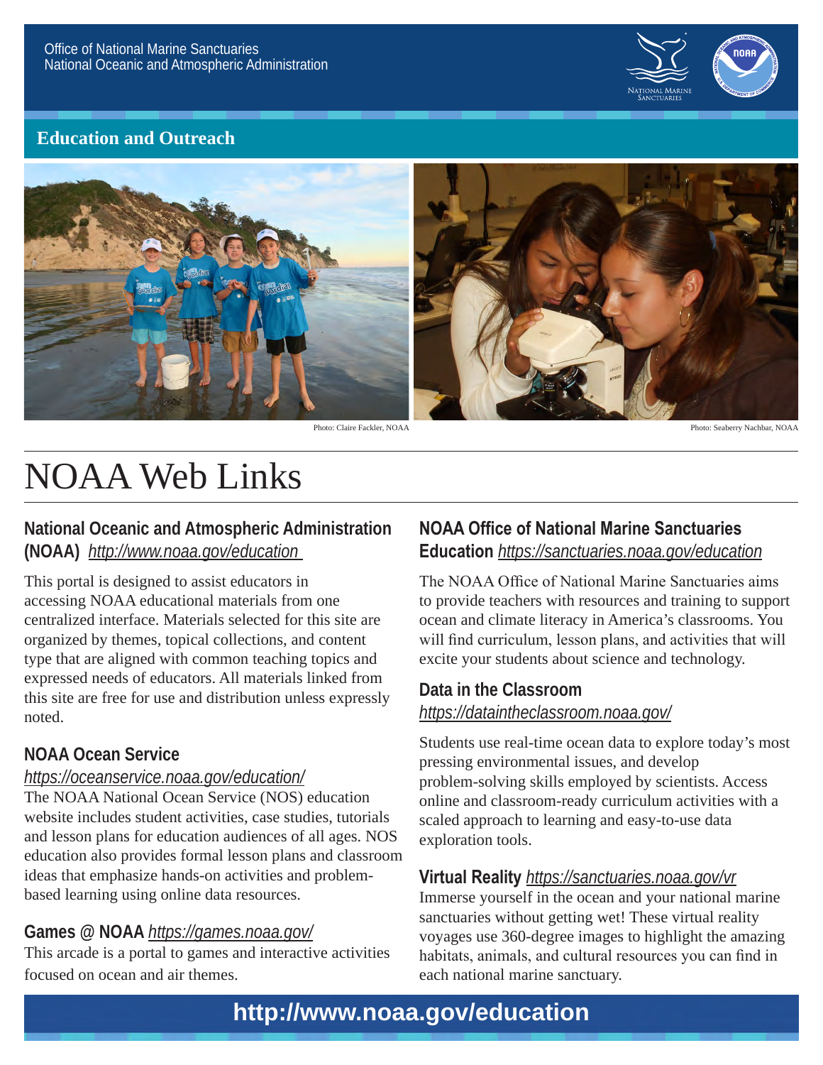Office of National Marine Sanctuaries
National Oceanic and Atmospheric Administration

**Education and Outreach**

Photo: Claire Fackler, NOAA

Photo: Seaberry Nachbar, NOAA

# NOAA Web Links

### National Oceanic and Atmospheric Administration (NOAA) *http://www.noaa.gov/education*

This portal is designed to assist educators in accessing NOAA educational materials from one centralized interface. Materials selected for this site are organized by themes, topical collections, and content type that are aligned with common teaching topics and expressed needs of educators. All materials linked from this site are free for use and distribution unless expressly noted.

### NOAA Ocean Service *https://oceanservice.noaa.gov/education/*

The NOAA National Ocean Service (NOS) education website includes student activities, case studies, tutorials and lesson plans for education audiences of all ages. NOS education also provides formal lesson plans and classroom ideas that emphasize hands-on activities and problem-based learning using online data resources.

### Games @ NOAA *https://games.noaa.gov/*

This arcade is a portal to games and interactive activities focused on ocean and air themes.

### NOAA Office of National Marine Sanctuaries Education *https://sanctuaries.noaa.gov/education*

The NOAA Office of National Marine Sanctuaries aims to provide teachers with resources and training to support ocean and climate literacy in America's classrooms. You will find curriculum, lesson plans, and activities that will excite your students about science and technology.

### Data in the Classroom *https://dataintheclassroom.noaa.gov/*

Students use real-time ocean data to explore today's most pressing environmental issues, and develop problem-solving skills employed by scientists. Access online and classroom-ready curriculum activities with a scaled approach to learning and easy-to-use data exploration tools.

### Virtual Reality *https://sanctuaries.noaa.gov/vr*

Immerse yourself in the ocean and your national marine sanctuaries without getting wet! These virtual reality voyages use 360-degree images to highlight the amazing habitats, animals, and cultural resources you can find in each national marine sanctuary.

**http://www.noaa.gov/education**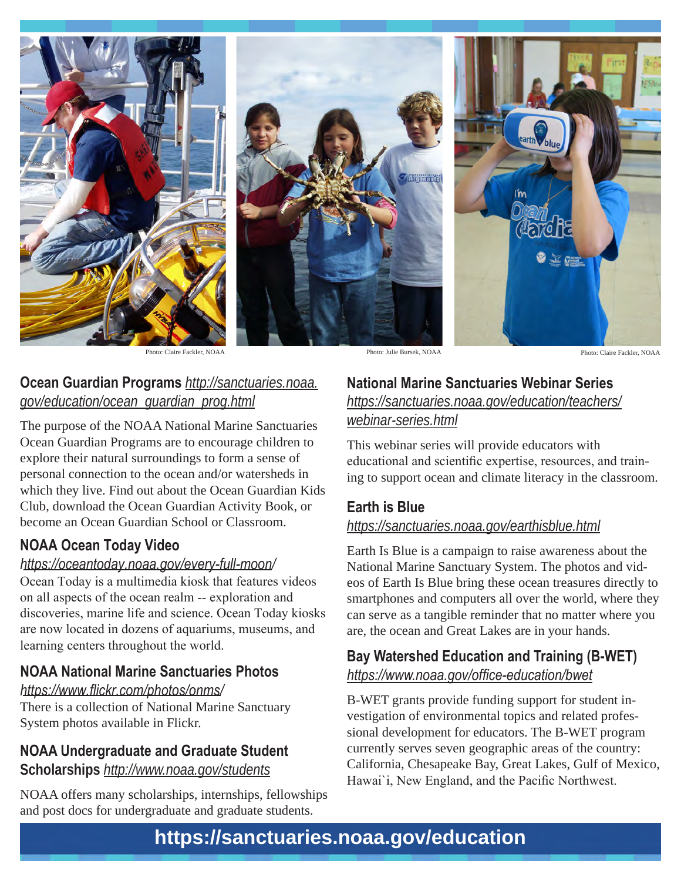Photo: Claire Fackler, NOAA

Photo: Julie Bursek, NOAA

Photo: Claire Fackler, NOAA

## Ocean Guardian Programs http://sanctuaries.noaa.gov/education/ocean_guardian_prog.html

The purpose of the NOAA National Marine Sanctuaries Ocean Guardian Programs are to encourage children to explore their natural surroundings to form a sense of personal connection to the ocean and/or watersheds in which they live. Find out about the Ocean Guardian Kids Club, download the Ocean Guardian Activity Book, or become an Ocean Guardian School or Classroom.

## NOAA Ocean Today Video

https://oceantoday.noaa.gov/every-full-moon/

Ocean Today is a multimedia kiosk that features videos on all aspects of the ocean realm -- exploration and discoveries, marine life and science. Ocean Today kiosks are now located in dozens of aquariums, museums, and learning centers throughout the world.

## NOAA National Marine Sanctuaries Photos

https://www.flickr.com/photos/onms/

There is a collection of National Marine Sanctuary System photos available in Flickr.

## NOAA Undergraduate and Graduate Student Scholarships http://www.noaa.gov/students

NOAA offers many scholarships, internships, fellowships and post docs for undergraduate and graduate students.

## National Marine Sanctuaries Webinar Series

https://sanctuaries.noaa.gov/education/teachers/webinar-series.html

This webinar series will provide educators with educational and scientific expertise, resources, and training to support ocean and climate literacy in the classroom.

## Earth is Blue

https://sanctuaries.noaa.gov/earthisblue.html

Earth Is Blue is a campaign to raise awareness about the National Marine Sanctuary System. The photos and videos of Earth Is Blue bring these ocean treasures directly to smartphones and computers all over the world, where they can serve as a tangible reminder that no matter where you are, the ocean and Great Lakes are in your hands.

## Bay Watershed Education and Training (B-WET)

https://www.noaa.gov/office-education/bwet

B-WET grants provide funding support for student investigation of environmental topics and related professional development for educators. The B-WET program currently serves seven geographic areas of the country: California, Chesapeake Bay, Great Lakes, Gulf of Mexico, Hawai`i, New England, and the Pacific Northwest.

**https://sanctuaries.noaa.gov/education**